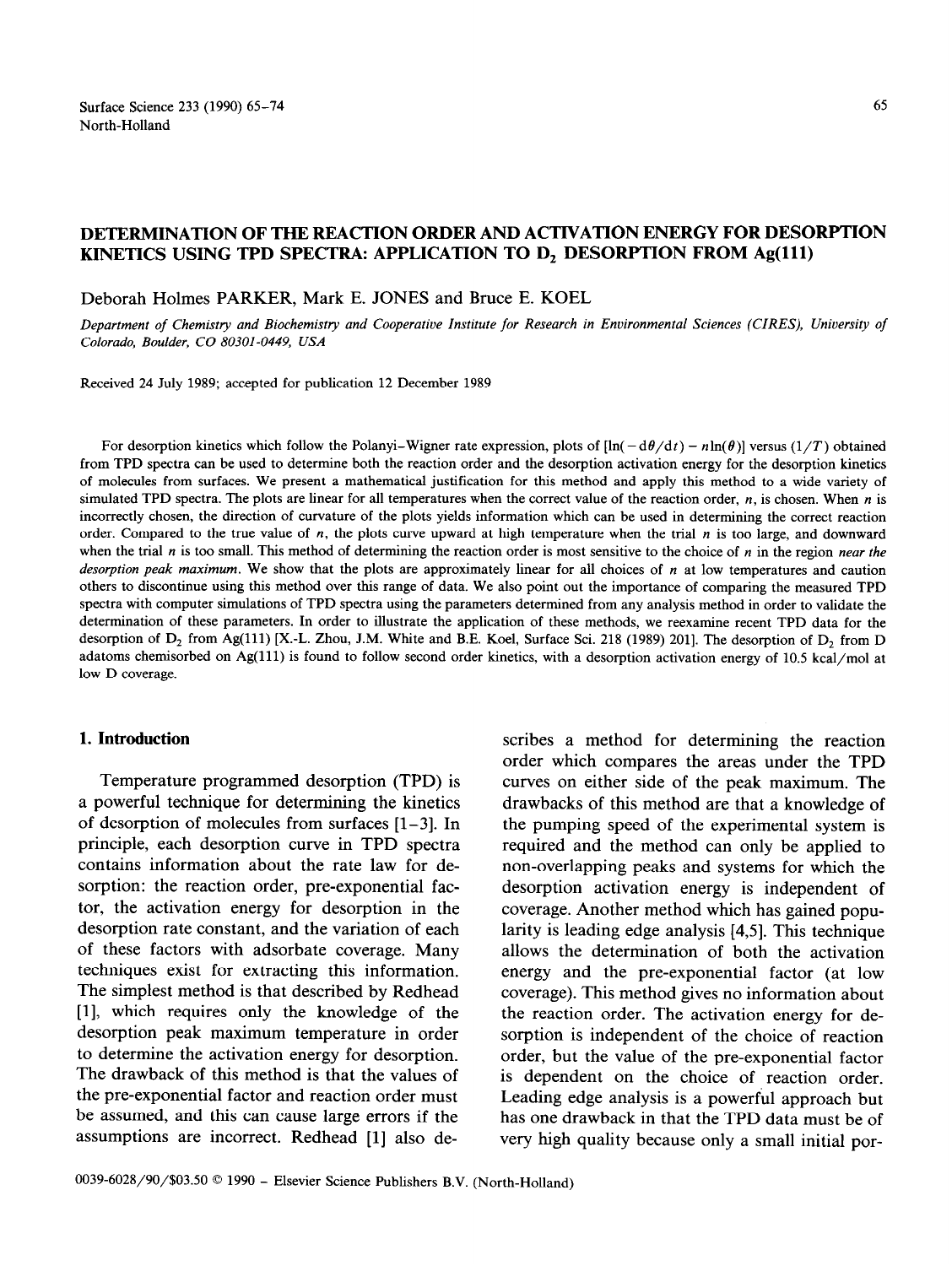# DETERMINATION OF THE REACTION ORDER AND ACTIVATION ENERGY FOR DESORPTION KINETICS USING TPD SPECTRA: APPLICATION TO $D_2$ DESORPTION FROM Ag(111)

Deborah Holmes PARKER, Mark E. JONES and Bruce E. KOEL

*Department of Chemistry and Biochemistry and Cooperative Institute for Research in Environmental Sciences (CIRES), University of Colorado, Boulder, CO 80301-0449, USA*

Received 24 July 1989; accepted for publication 12 December 1989

For desorption kinetics which follow the Polanyi–Wigner rate expression, plots of $[\ln(-d\theta/dt) - n\ln(\theta)]$ versus $(1/T)$ obtained from TPD spectra can be used to determine both the reaction order and the desorption activation energy for the desorption kinetics of molecules from surfaces. We present a mathematical justification for this method and apply this method to a wide variety of simulated TPD spectra. The plots are linear for all temperatures when the correct value of the reaction order, $n$, is chosen. When $n$ is incorrectly chosen, the direction of curvature of the plots yields information which can be used in determining the correct reaction order. Compared to the true value of $n$, the plots curve upward at high temperature when the trial $n$ is too large, and downward when the trial $n$ is too small. This method of determining the reaction order is most sensitive to the choice of $n$ in the region *near the desorption peak maximum*. We show that the plots are approximately linear for all choices of $n$ at low temperatures and caution others to discontinue using this method over this range of data. We also point out the importance of comparing the measured TPD spectra with computer simulations of TPD spectra using the parameters determined from any analysis method in order to validate the determination of these parameters. In order to illustrate the application of these methods, we reexamine recent TPD data for the desorption of $D_2$ from Ag(111) [X.-L. Zhou, J.M. White and B.E. Koel, Surface Sci. 218 (1989) 201]. The desorption of $D_2$ from D adatoms chemisorbed on Ag(111) is found to follow second order kinetics, with a desorption activation energy of 10.5 kcal/mol at low D coverage.

## 1. Introduction

Temperature programmed desorption (TPD) is a powerful technique for determining the kinetics of desorption of molecules from surfaces [1–3]. In principle, each desorption curve in TPD spectra contains information about the rate law for desorption: the reaction order, pre-exponential factor, the activation energy for desorption in the desorption rate constant, and the variation of each of these factors with adsorbate coverage. Many techniques exist for extracting this information. The simplest method is that described by Redhead [1], which requires only the knowledge of the desorption peak maximum temperature in order to determine the activation energy for desorption. The drawback of this method is that the values of the pre-exponential factor and reaction order must be assumed, and this can cause large errors if the assumptions are incorrect. Redhead [1] also describes a method for determining the reaction order which compares the areas under the TPD curves on either side of the peak maximum. The drawbacks of this method are that a knowledge of the pumping speed of the experimental system is required and the method can only be applied to non-overlapping peaks and systems for which the desorption activation energy is independent of coverage. Another method which has gained popularity is leading edge analysis [4,5]. This technique allows the determination of both the activation energy and the pre-exponential factor (at low coverage). This method gives no information about the reaction order. The activation energy for desorption is independent of the choice of reaction order, but the value of the pre-exponential factor is dependent on the choice of reaction order. Leading edge analysis is a powerful approach but has one drawback in that the TPD data must be of very high quality because only a small initial por-

0039-6028/90/$03.50 © 1990 – Elsevier Science Publishers B.V. (North-Holland)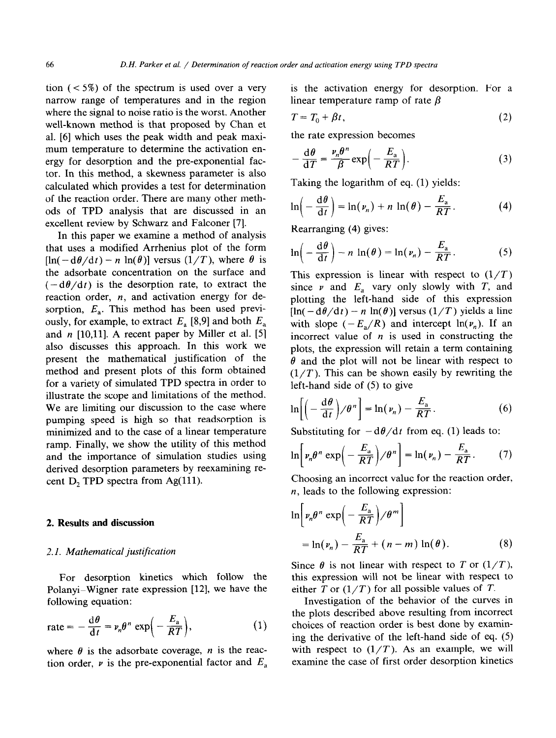tion (< 5%) of the spectrum is used over a very narrow range of temperatures and in the region where the signal to noise ratio is the worst. Another well-known method is that proposed by Chan et al. [6] which uses the peak width and peak maximum temperature to determine the activation energy for desorption and the pre-exponential factor. In this method, a skewness parameter is also calculated which provides a test for determination of the reaction order. There are many other methods of TPD analysis that are discussed in an excellent review by Schwarz and Falconer [7].

In this paper we examine a method of analysis that uses a modified Arrhenius plot of the form $[\ln(-\mathrm{d}\theta/\mathrm{d}t) - n\ln(\theta)]$ versus $(1/T)$, where $\theta$ is the adsorbate concentration on the surface and $(-\mathrm{d}\theta/\mathrm{d}t)$ is the desorption rate, to extract the reaction order, $n$, and activation energy for desorption, $E_a$. This method has been used previously, for example, to extract $E_a$ [8,9] and both $E_a$ and $n$ [10,11]. A recent paper by Miller et al. [5] also discusses this approach. In this work we present the mathematical justification of the method and present plots of this form obtained for a variety of simulated TPD spectra in order to illustrate the scope and limitations of the method. We are limiting our discussion to the case where pumping speed is high so that readsorption is minimized and to the case of a linear temperature ramp. Finally, we show the utility of this method and the importance of simulation studies using derived desorption parameters by reexamining recent $D_2$ TPD spectra from Ag(111).

## 2. Results and discussion

### 2.1. Mathematical justification

For desorption kinetics which follow the Polanyi–Wigner rate expression [12], we have the following equation:

$$\text{rate} = -\frac{\mathrm{d}\theta}{\mathrm{d}t} = \nu_n \theta^n \exp\left(-\frac{E_a}{RT}\right), \tag{1}$$

where $\theta$ is the adsorbate coverage, $n$ is the reaction order, $\nu$ is the pre-exponential factor and $E_a$ is the activation energy for desorption. For a linear temperature ramp of rate $\beta$

$$T = T_0 + \beta t, \tag{2}$$

the rate expression becomes

$$-\frac{\mathrm{d}\theta}{\mathrm{d}T} = \frac{\nu_n \theta^n}{\beta} \exp\left(-\frac{E_a}{RT}\right). \tag{3}$$

Taking the logarithm of eq. (1) yields:

$$\ln\left(-\frac{\mathrm{d}\theta}{\mathrm{d}t}\right) = \ln(\nu_n) + n\ln(\theta) - \frac{E_a}{RT}. \tag{4}$$

Rearranging (4) gives:

$$\ln\left(-\frac{\mathrm{d}\theta}{\mathrm{d}t}\right) - n\ln(\theta) = \ln(\nu_n) - \frac{E_a}{RT}. \tag{5}$$

This expression is linear with respect to $(1/T)$ since $\nu$ and $E_a$ vary only slowly with $T$, and plotting the left-hand side of this expression $[\ln(-\mathrm{d}\theta/\mathrm{d}t) - n\ln(\theta)]$ versus $(1/T)$ yields a line with slope $(-E_a/R)$ and intercept $\ln(\nu_n)$. If an incorrect value of $n$ is used in constructing the plots, the expression will retain a term containing $\theta$ and the plot will not be linear with respect to $(1/T)$. This can be shown easily by rewriting the left-hand side of (5) to give

$$\ln\left[\left(-\frac{\mathrm{d}\theta}{\mathrm{d}t}\right)\Big/\theta^n\right] = \ln(\nu_n) - \frac{E_a}{RT}. \tag{6}$$

Substituting for $-\mathrm{d}\theta/\mathrm{d}t$ from eq. (1) leads to:

$$\ln\left[\nu_n \theta^n \exp\left(-\frac{E_a}{RT}\right)\Big/\theta^n\right] = \ln(\nu_n) - \frac{E_a}{RT}. \tag{7}$$

Choosing an incorrect value for the reaction order, $n$, leads to the following expression:

$$\ln\left[\nu_n \theta^n \exp\left(-\frac{E_a}{RT}\right)\Big/\theta^m\right] = \ln(\nu_n) - \frac{E_a}{RT} + (n-m)\ln(\theta). \tag{8}$$

Since $\theta$ is not linear with respect to $T$ or $(1/T)$, this expression will not be linear with respect to either $T$ or $(1/T)$ for all possible values of $T$.

Investigation of the behavior of the curves in the plots described above resulting from incorrect choices of reaction order is best done by examining the derivative of the left-hand side of eq. (5) with respect to $(1/T)$. As an example, we will examine the case of first order desorption kinetics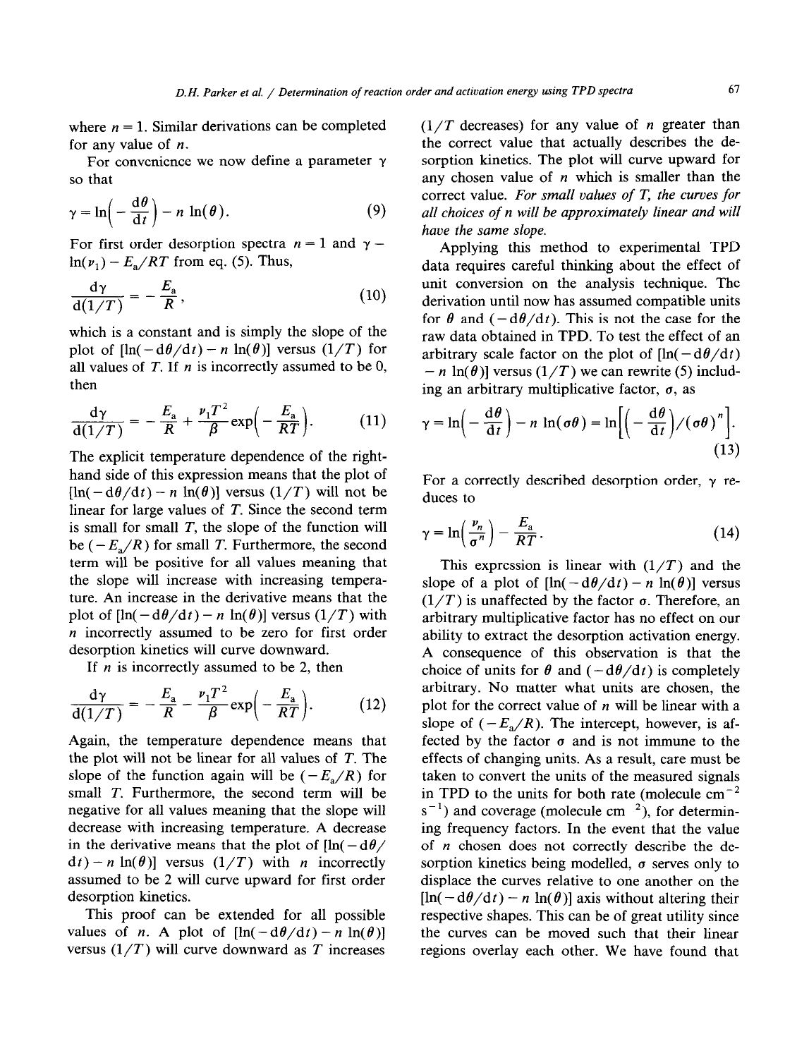where $n = 1$. Similar derivations can be completed for any value of $n$.

For convenience we now define a parameter $\gamma$ so that

$$\gamma = \ln\left(-\frac{d\theta}{dt}\right) - n\ln(\theta). \tag{9}$$

For first order desorption spectra $n = 1$ and $\gamma = \ln(\nu_1) - E_a/RT$ from eq. (5). Thus,

$$\frac{d\gamma}{d(1/T)} = -\frac{E_a}{R}, \tag{10}$$

which is a constant and is simply the slope of the plot of $[\ln(-d\theta/dt) - n\ln(\theta)]$ versus $(1/T)$ for all values of $T$. If $n$ is incorrectly assumed to be 0, then

$$\frac{d\gamma}{d(1/T)} = -\frac{E_a}{R} + \frac{\nu_1 T^2}{\beta}\exp\left(-\frac{E_a}{RT}\right). \tag{11}$$

The explicit temperature dependence of the right-hand side of this expression means that the plot of $[\ln(-d\theta/dt) - n\ln(\theta)]$ versus $(1/T)$ will not be linear for large values of $T$. Since the second term is small for small $T$, the slope of the function will be $(-E_a/R)$ for small $T$. Furthermore, the second term will be positive for all values meaning that the slope will increase with increasing temperature. An increase in the derivative means that the plot of $[\ln(-d\theta/dt) - n\ln(\theta)]$ versus $(1/T)$ with $n$ incorrectly assumed to be zero for first order desorption kinetics will curve downward.

If $n$ is incorrectly assumed to be 2, then

$$\frac{d\gamma}{d(1/T)} = -\frac{E_a}{R} - \frac{\nu_1 T^2}{\beta}\exp\left(-\frac{E_a}{RT}\right). \tag{12}$$

Again, the temperature dependence means that the plot will not be linear for all values of $T$. The slope of the function again will be $(-E_a/R)$ for small $T$. Furthermore, the second term will be negative for all values meaning that the slope will decrease with increasing temperature. A decrease in the derivative means that the plot of $[\ln(-d\theta/dt) - n\ln(\theta)]$ versus $(1/T)$ with $n$ incorrectly assumed to be 2 will curve upward for first order desorption kinetics.

This proof can be extended for all possible values of $n$. A plot of $[\ln(-d\theta/dt) - n\ln(\theta)]$ versus $(1/T)$ will curve downward as $T$ increases ($1/T$ decreases) for any value of $n$ greater than the correct value that actually describes the desorption kinetics. The plot will curve upward for any chosen value of $n$ which is smaller than the correct value. *For small values of T, the curves for all choices of n will be approximately linear and will have the same slope.*

Applying this method to experimental TPD data requires careful thinking about the effect of unit conversion on the analysis technique. The derivation until now has assumed compatible units for $\theta$ and $(-d\theta/dt)$. This is not the case for the raw data obtained in TPD. To test the effect of an arbitrary scale factor on the plot of $[\ln(-d\theta/dt) - n\ln(\theta)]$ versus $(1/T)$ we can rewrite (5) including an arbitrary multiplicative factor, $\sigma$, as

$$\gamma = \ln\left(-\frac{d\theta}{dt}\right) - n\ln(\sigma\theta) = \ln\left[\left(-\frac{d\theta}{dt}\right)/(\sigma\theta)^n\right]. \tag{13}$$

For a correctly described desorption order, $\gamma$ reduces to

$$\gamma = \ln\left(\frac{\nu_n}{\sigma^n}\right) - \frac{E_a}{RT}. \tag{14}$$

This expression is linear with $(1/T)$ and the slope of a plot of $[\ln(-d\theta/dt) - n\ln(\theta)]$ versus $(1/T)$ is unaffected by the factor $\sigma$. Therefore, an arbitrary multiplicative factor has no effect on our ability to extract the desorption activation energy. A consequence of this observation is that the choice of units for $\theta$ and $(-d\theta/dt)$ is completely arbitrary. No matter what units are chosen, the plot for the correct value of $n$ will be linear with a slope of $(-E_a/R)$. The intercept, however, is affected by the factor $\sigma$ and is not immune to the effects of changing units. As a result, care must be taken to convert the units of the measured signals in TPD to the units for both rate (molecule $cm^{-2}$ $s^{-1}$) and coverage (molecule $cm^{-2}$), for determining frequency factors. In the event that the value of $n$ chosen does not correctly describe the desorption kinetics being modelled, $\sigma$ serves only to displace the curves relative to one another on the $[\ln(-d\theta/dt) - n\ln(\theta)]$ axis without altering their respective shapes. This can be of great utility since the curves can be moved such that their linear regions overlay each other. We have found that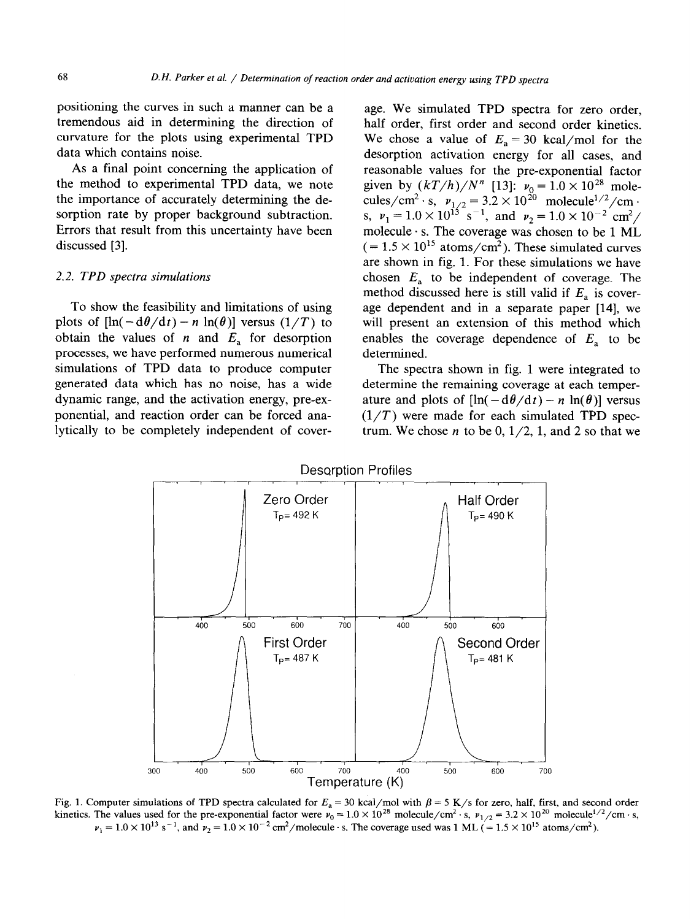positioning the curves in such a manner can be a tremendous aid in determining the direction of curvature for the plots using experimental TPD data which contains noise.

As a final point concerning the application of the method to experimental TPD data, we note the importance of accurately determining the desorption rate by proper background subtraction. Errors that result from this uncertainty have been discussed [3].

### 2.2. TPD spectra simulations

To show the feasibility and limitations of using plots of $[\ln(-d\theta/dt) - n \ln(\theta)]$ versus $(1/T)$ to obtain the values of $n$ and $E_a$ for desorption processes, we have performed numerous numerical simulations of TPD data to produce computer generated data which has no noise, has a wide dynamic range, and the activation energy, pre-exponential, and reaction order can be forced analytically to be completely independent of coverage. We simulated TPD spectra for zero order, half order, first order and second order kinetics. We chose a value of $E_a = 30$ kcal/mol for the desorption activation energy for all cases, and reasonable values for the pre-exponential factor given by $(kT/h)/N^n$ [13]: $\nu_0 = 1.0 \times 10^{28}$ molecules/cm$^2$ · s, $\nu_{1/2} = 3.2 \times 10^{20}$ molecule$^{1/2}$/cm · s, $\nu_1 = 1.0 \times 10^{13}$ s$^{-1}$, and $\nu_2 = 1.0 \times 10^{-2}$ cm$^2$/molecule · s. The coverage was chosen to be 1 ML ($= 1.5 \times 10^{15}$ atoms/cm$^2$). These simulated curves are shown in fig. 1. For these simulations we have chosen $E_a$ to be independent of coverage. The method discussed here is still valid if $E_a$ is coverage dependent and in a separate paper [14], we will present an extension of this method which enables the coverage dependence of $E_a$ to be determined.

The spectra shown in fig. 1 were integrated to determine the remaining coverage at each temperature and plots of $[\ln(-d\theta/dt) - n \ln(\theta)]$ versus $(1/T)$ were made for each simulated TPD spectrum. We chose $n$ to be 0, 1/2, 1, and 2 so that we

Fig. 1. Computer simulations of TPD spectra calculated for $E_a = 30$ kcal/mol with $\beta = 5$ K/s for zero, half, first, and second order kinetics. The values used for the pre-exponential factor were $\nu_0 = 1.0 \times 10^{28}$ molecule/cm$^2$ · s, $\nu_{1/2} = 3.2 \times 10^{20}$ molecule$^{1/2}$/cm · s, $\nu_1 = 1.0 \times 10^{13}$ s$^{-1}$, and $\nu_2 = 1.0 \times 10^{-2}$ cm$^2$/molecule · s. The coverage used was 1 ML ($= 1.5 \times 10^{15}$ atoms/cm$^2$).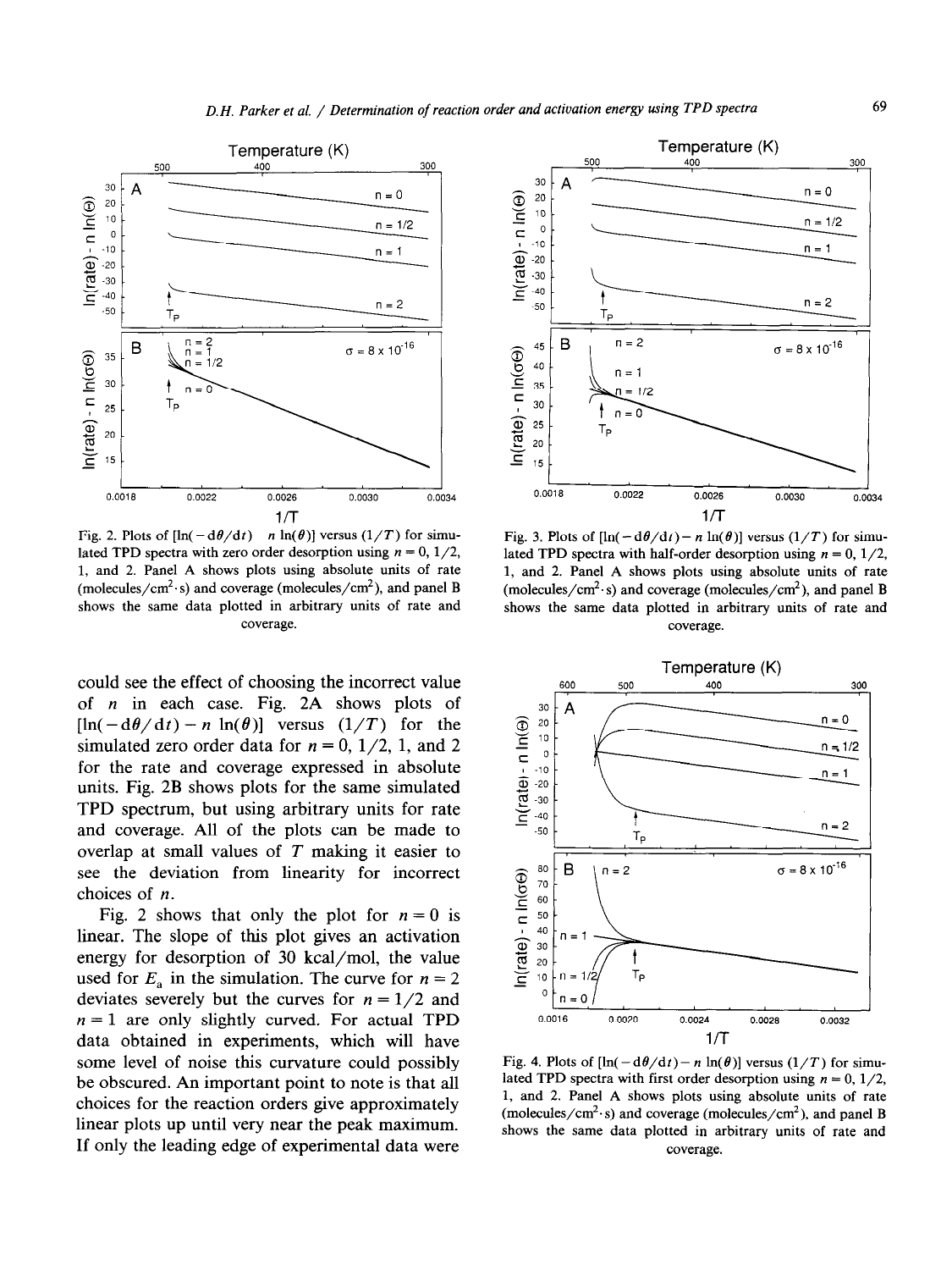Fig. 2. Plots of $[\ln(-\mathrm{d}\theta/\mathrm{d}t) - n\ln(\theta)]$ versus $(1/T)$ for simulated TPD spectra with zero order desorption using $n = 0$, 1/2, 1, and 2. Panel A shows plots using absolute units of rate (molecules/cm$^2\cdot$s) and coverage (molecules/cm$^2$), and panel B shows the same data plotted in arbitrary units of rate and coverage.

Fig. 3. Plots of $[\ln(-\mathrm{d}\theta/\mathrm{d}t) - n\ln(\theta)]$ versus $(1/T)$ for simulated TPD spectra with half-order desorption using $n = 0$, 1/2, 1, and 2. Panel A shows plots using absolute units of rate (molecules/cm$^2\cdot$s) and coverage (molecules/cm$^2$), and panel B shows the same data plotted in arbitrary units of rate and coverage.

could see the effect of choosing the incorrect value of $n$ in each case. Fig. 2A shows plots of $[\ln(-\mathrm{d}\theta/\mathrm{d}t) - n\ln(\theta)]$ versus $(1/T)$ for the simulated zero order data for $n = 0$, 1/2, 1, and 2 for the rate and coverage expressed in absolute units. Fig. 2B shows plots for the same simulated TPD spectrum, but using arbitrary units for rate and coverage. All of the plots can be made to overlap at small values of $T$ making it easier to see the deviation from linearity for incorrect choices of $n$.

Fig. 2 shows that only the plot for $n = 0$ is linear. The slope of this plot gives an activation energy for desorption of 30 kcal/mol, the value used for $E_a$ in the simulation. The curve for $n = 2$ deviates severely but the curves for $n = 1/2$ and $n = 1$ are only slightly curved. For actual TPD data obtained in experiments, which will have some level of noise this curvature could possibly be obscured. An important point to note is that all choices for the reaction orders give approximately linear plots up until very near the peak maximum. If only the leading edge of experimental data were

Fig. 4. Plots of $[\ln(-\mathrm{d}\theta/\mathrm{d}t) - n\ln(\theta)]$ versus $(1/T)$ for simulated TPD spectra with first order desorption using $n = 0$, 1/2, 1, and 2. Panel A shows plots using absolute units of rate (molecules/cm$^2\cdot$s) and coverage (molecules/cm$^2$), and panel B shows the same data plotted in arbitrary units of rate and coverage.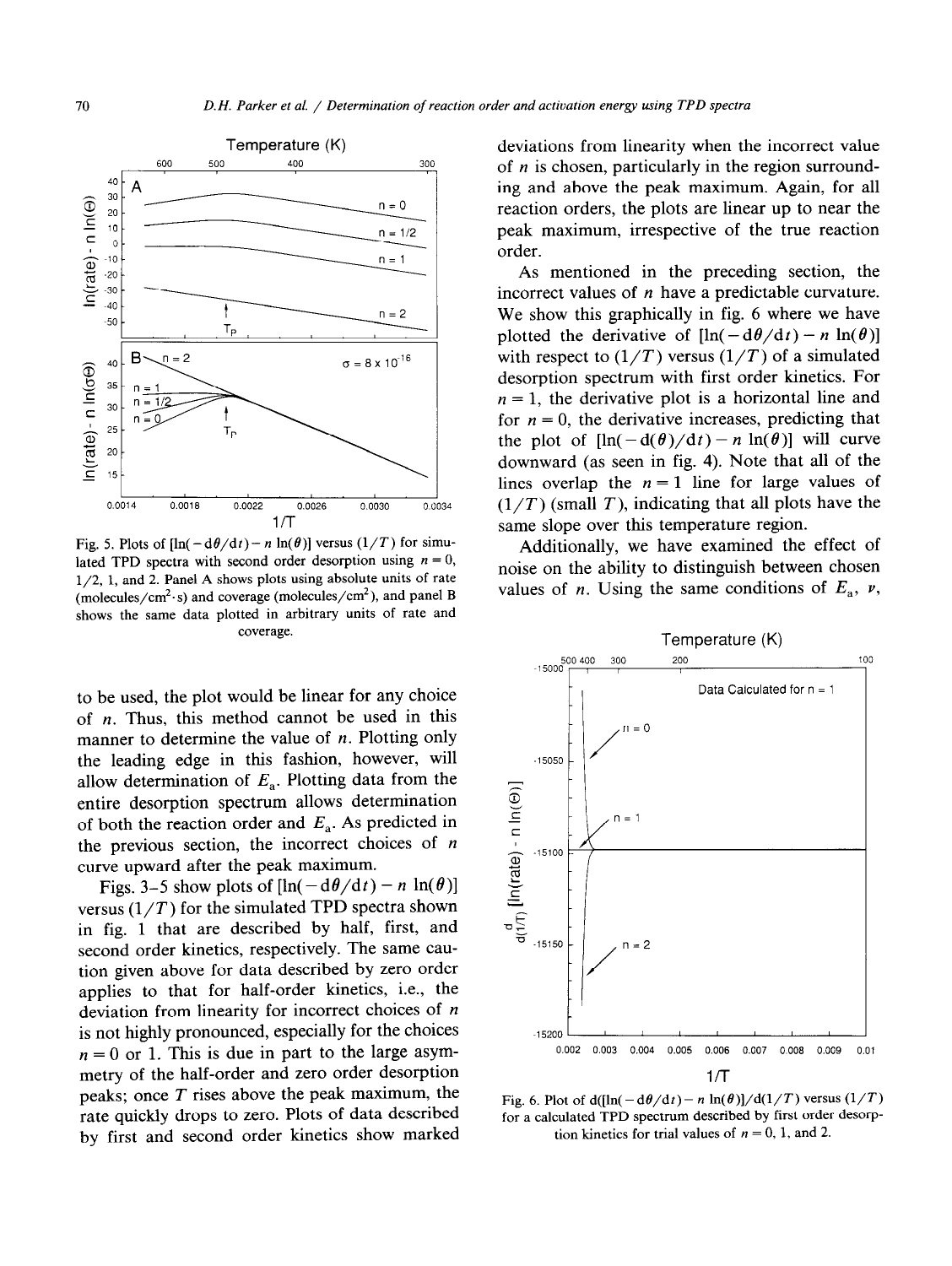Fig. 5. Plots of $[\ln(-d\theta/dt) - n \ln(\theta)]$ versus $(1/T)$ for simulated TPD spectra with second order desorption using $n = 0$, 1/2, 1, and 2. Panel A shows plots using absolute units of rate (molecules/cm$^2$·s) and coverage (molecules/cm$^2$), and panel B shows the same data plotted in arbitrary units of rate and coverage.

to be used, the plot would be linear for any choice of $n$. Thus, this method cannot be used in this manner to determine the value of $n$. Plotting only the leading edge in this fashion, however, will allow determination of $E_a$. Plotting data from the entire desorption spectrum allows determination of both the reaction order and $E_a$. As predicted in the previous section, the incorrect choices of $n$ curve upward after the peak maximum.

Figs. 3–5 show plots of $[\ln(-d\theta/dt) - n \ln(\theta)]$ versus $(1/T)$ for the simulated TPD spectra shown in fig. 1 that are described by half, first, and second order kinetics, respectively. The same caution given above for data described by zero order applies to that for half-order kinetics, i.e., the deviation from linearity for incorrect choices of $n$ is not highly pronounced, especially for the choices $n = 0$ or 1. This is due in part to the large asymmetry of the half-order and zero order desorption peaks; once $T$ rises above the peak maximum, the rate quickly drops to zero. Plots of data described by first and second order kinetics show marked deviations from linearity when the incorrect value of $n$ is chosen, particularly in the region surrounding and above the peak maximum. Again, for all reaction orders, the plots are linear up to near the peak maximum, irrespective of the true reaction order.

As mentioned in the preceding section, the incorrect values of $n$ have a predictable curvature. We show this graphically in fig. 6 where we have plotted the derivative of $[\ln(-d\theta/dt) - n \ln(\theta)]$ with respect to $(1/T)$ versus $(1/T)$ of a simulated desorption spectrum with first order kinetics. For $n = 1$, the derivative plot is a horizontal line and for $n = 0$, the derivative increases, predicting that the plot of $[\ln(-d(\theta)/dt) - n \ln(\theta)]$ will curve downward (as seen in fig. 4). Note that all of the lines overlap the $n = 1$ line for large values of $(1/T)$ (small $T$), indicating that all plots have the same slope over this temperature region.

Additionally, we have examined the effect of noise on the ability to distinguish between chosen values of $n$. Using the same conditions of $E_a$, $\nu$,

Fig. 6. Plot of $d([\ln(-d\theta/dt) - n \ln(\theta)]/d(1/T)$ versus $(1/T)$ for a calculated TPD spectrum described by first order desorption kinetics for trial values of $n = 0$, 1, and 2.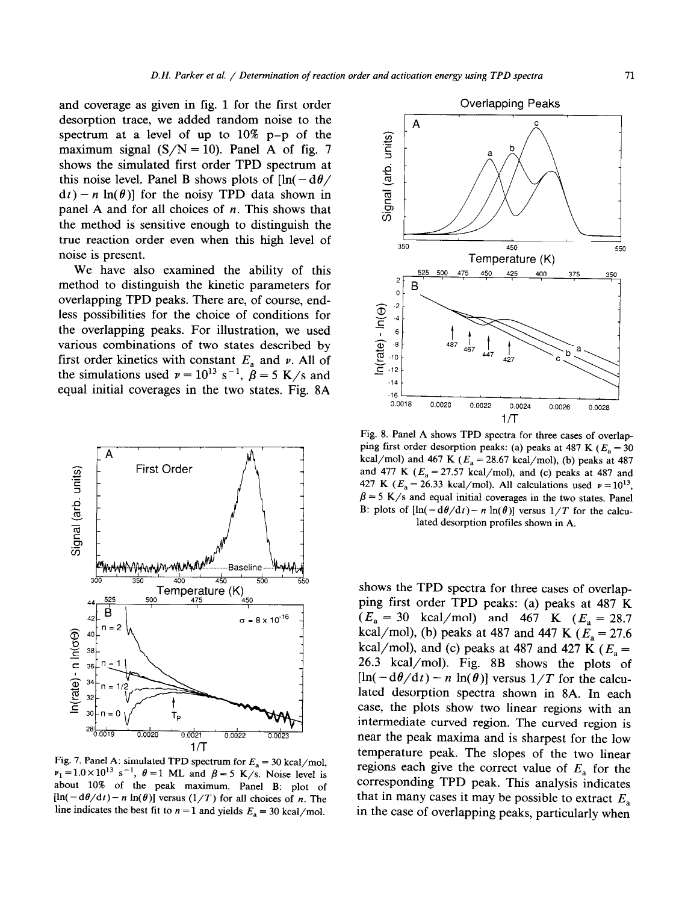and coverage as given in fig. 1 for the first order desorption trace, we added random noise to the spectrum at a level of up to 10% p-p of the maximum signal (S/N = 10). Panel A of fig. 7 shows the simulated first order TPD spectrum at this noise level. Panel B shows plots of $[\ln(-\mathrm{d}\theta/\mathrm{d}t) - n\ln(\theta)]$ for the noisy TPD data shown in panel A and for all choices of $n$. This shows that the method is sensitive enough to distinguish the true reaction order even when this high level of noise is present.

We have also examined the ability of this method to distinguish the kinetic parameters for overlapping TPD peaks. There are, of course, endless possibilities for the choice of conditions for the overlapping peaks. For illustration, we used various combinations of two states described by first order kinetics with constant $E_a$ and $\nu$. All of the simulations used $\nu = 10^{13}$ s$^{-1}$, $\beta = 5$ K/s and equal initial coverages in the two states. Fig. 8A shows the TPD spectra for three cases of overlapping first order TPD peaks: (a) peaks at 487 K ($E_a$ = 30 kcal/mol) and 467 K ($E_a$ = 28.7 kcal/mol), (b) peaks at 487 and 447 K ($E_a$ = 27.6 kcal/mol), and (c) peaks at 487 and 427 K ($E_a$ = 26.3 kcal/mol). Fig. 8B shows the plots of $[\ln(-\mathrm{d}\theta/\mathrm{d}t) - n\ln(\theta)]$ versus $1/T$ for the calculated desorption spectra shown in 8A. In each case, the plots show two linear regions with an intermediate curved region. The curved region is near the peak maxima and is sharpest for the low temperature peak. The slopes of the two linear regions each give the correct value of $E_a$ for the corresponding TPD peak. This analysis indicates that in many cases it may be possible to extract $E_a$ in the case of overlapping peaks, particularly when

Fig. 7. Panel A: simulated TPD spectrum for $E_a = 30$ kcal/mol, $\nu_1 = 1.0 \times 10^{13}$ s$^{-1}$, $\theta = 1$ ML and $\beta = 5$ K/s. Noise level is about 10% of the peak maximum. Panel B: plot of $[\ln(-\mathrm{d}\theta/\mathrm{d}t) - n\ln(\theta)]$ versus $(1/T)$ for all choices of $n$. The line indicates the best fit to $n = 1$ and yields $E_a = 30$ kcal/mol.

Fig. 8. Panel A shows TPD spectra for three cases of overlapping first order desorption peaks: (a) peaks at 487 K ($E_a$ = 30 kcal/mol) and 467 K ($E_a$ = 28.67 kcal/mol), (b) peaks at 487 and 477 K ($E_a$ = 27.57 kcal/mol), and (c) peaks at 487 and 427 K ($E_a$ = 26.33 kcal/mol). All calculations used $\nu = 10^{13}$, $\beta = 5$ K/s and equal initial coverages in the two states. Panel B: plots of $[\ln(-\mathrm{d}\theta/\mathrm{d}t) - n\ln(\theta)]$ versus $1/T$ for the calculated desorption profiles shown in A.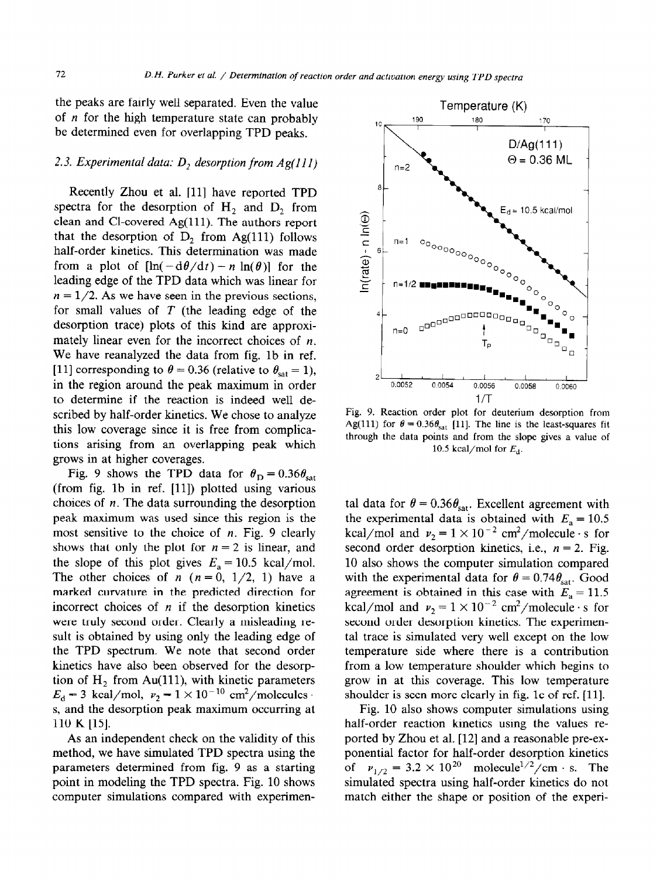the peaks are fairly well separated. Even the value of $n$ for the high temperature state can probably be determined even for overlapping TPD peaks.

### 2.3. Experimental data: $D_2$ desorption from Ag(111)

Recently Zhou et al. [11] have reported TPD spectra for the desorption of $H_2$ and $D_2$ from clean and Cl-covered Ag(111). The authors report that the desorption of $D_2$ from Ag(111) follows half-order kinetics. This determination was made from a plot of $[\ln(-d\theta/dt) - n \ln(\theta)]$ for the leading edge of the TPD data which was linear for $n = 1/2$. As we have seen in the previous sections, for small values of $T$ (the leading edge of the desorption trace) plots of this kind are approximately linear even for the incorrect choices of $n$. We have reanalyzed the data from fig. 1b in ref. [11] corresponding to $\theta = 0.36$ (relative to $\theta_{sat} = 1$), in the region around the peak maximum in order to determine if the reaction is indeed well described by half-order kinetics. We chose to analyze this low coverage since it is free from complications arising from an overlapping peak which grows in at higher coverages.

Fig. 9 shows the TPD data for $\theta_D = 0.36\theta_{sat}$ (from fig. 1b in ref. [11]) plotted using various choices of $n$. The data surrounding the desorption peak maximum was used since this region is the most sensitive to the choice of $n$. Fig. 9 clearly shows that only the plot for $n = 2$ is linear, and the slope of this plot gives $E_a = 10.5$ kcal/mol. The other choices of $n$ ($n = 0$, 1/2, 1) have a marked curvature in the predicted direction for incorrect choices of $n$ if the desorption kinetics were truly second order. Clearly a misleading result is obtained by using only the leading edge of the TPD spectrum. We note that second order kinetics have also been observed for the desorption of $H_2$ from Au(111), with kinetic parameters $E_d = 3$ kcal/mol, $\nu_2 = 1 \times 10^{-10}$ cm$^2$/molecules · s, and the desorption peak maximum occurring at 110 K [15].

As an independent check on the validity of this method, we have simulated TPD spectra using the parameters determined from fig. 9 as a starting point in modeling the TPD spectra. Fig. 10 shows computer simulations compared with experimental data for $\theta = 0.36\theta_{sat}$. Excellent agreement with the experimental data is obtained with $E_a = 10.5$ kcal/mol and $\nu_2 = 1 \times 10^{-2}$ cm$^2$/molecule · s for second order desorption kinetics, i.e., $n = 2$. Fig. 10 also shows the computer simulation compared with the experimental data for $\theta = 0.74\theta_{sat}$. Good agreement is obtained in this case with $E_a = 11.5$ kcal/mol and $\nu_2 = 1 \times 10^{-2}$ cm$^2$/molecule · s for second order desorption kinetics. The experimental trace is simulated very well except on the low temperature side where there is a contribution from a low temperature shoulder which begins to grow in at this coverage. This low temperature shoulder is seen more clearly in fig. 1c of ref. [11].

Fig. 10 also shows computer simulations using half-order reaction kinetics using the values reported by Zhou et al. [12] and a reasonable pre-exponential factor for half-order desorption kinetics of $\nu_{1/2} = 3.2 \times 10^{20}$ molecule$^{1/2}$/cm · s. The simulated spectra using half-order kinetics do not match either the shape or position of the experi-

Fig. 9. Reaction order plot for deuterium desorption from Ag(111) for $\theta = 0.36\theta_{sat}$ [11]. The line is the least-squares fit through the data points and from the slope gives a value of 10.5 kcal/mol for $E_d$.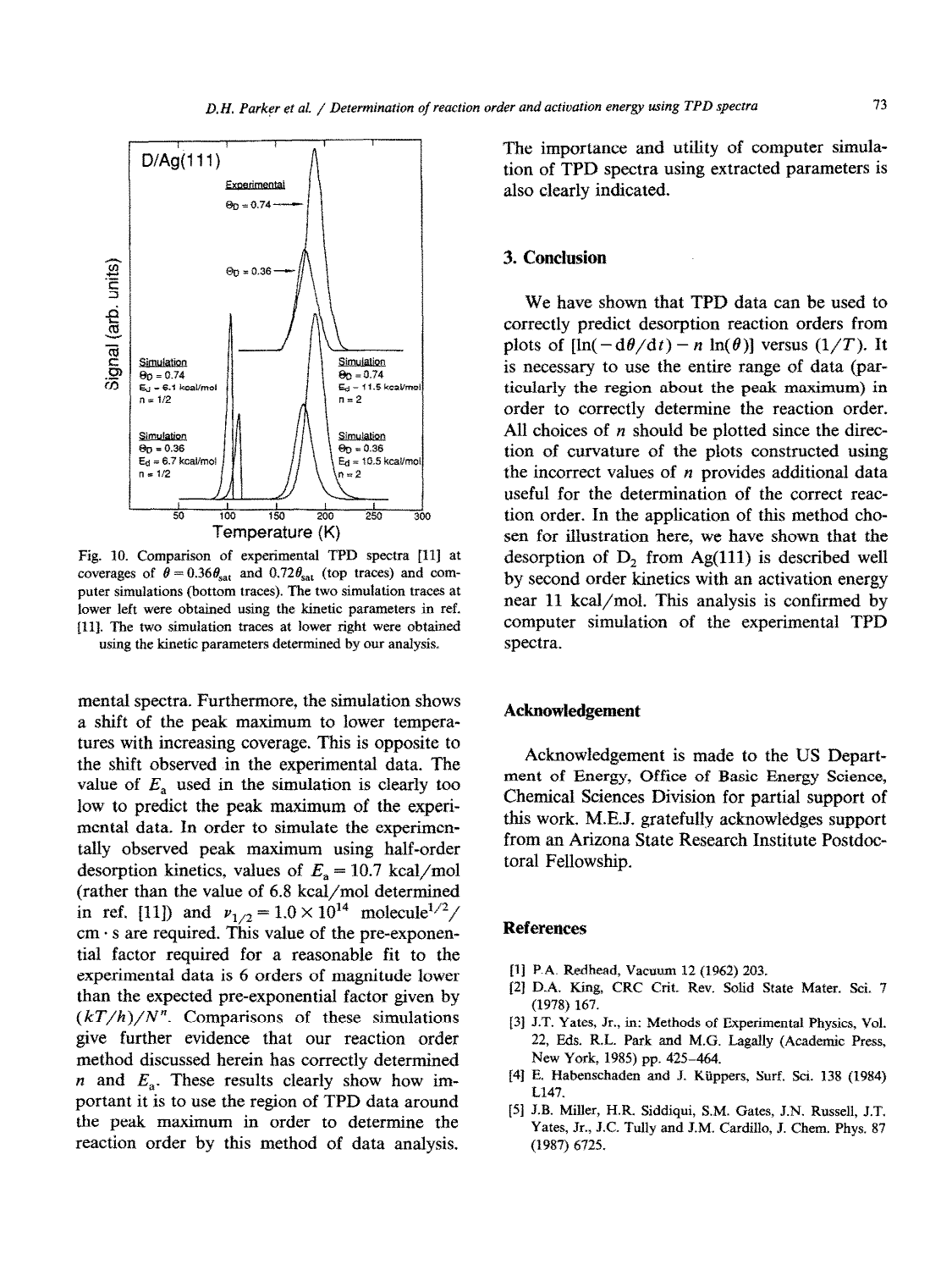Fig. 10. Comparison of experimental TPD spectra [11] at coverages of $\theta = 0.36\theta_{sat}$ and $0.72\theta_{sat}$ (top traces) and computer simulations (bottom traces). The two simulation traces at lower left were obtained using the kinetic parameters in ref. [11]. The two simulation traces at lower right were obtained using the kinetic parameters determined by our analysis.

mental spectra. Furthermore, the simulation shows a shift of the peak maximum to lower temperatures with increasing coverage. This is opposite to the shift observed in the experimental data. The value of $E_a$ used in the simulation is clearly too low to predict the peak maximum of the experimental data. In order to simulate the experimentally observed peak maximum using half-order desorption kinetics, values of $E_a = 10.7$ kcal/mol (rather than the value of 6.8 kcal/mol determined in ref. [11]) and $\nu_{1/2} = 1.0 \times 10^{14}$ molecule$^{1/2}$/cm · s are required. This value of the pre-exponential factor required for a reasonable fit to the experimental data is 6 orders of magnitude lower than the expected pre-exponential factor given by $(kT/h)/N^n$. Comparisons of these simulations give further evidence that our reaction order method discussed herein has correctly determined $n$ and $E_a$. These results clearly show how important it is to use the region of TPD data around the peak maximum in order to determine the reaction order by this method of data analysis. The importance and utility of computer simulation of TPD spectra using extracted parameters is also clearly indicated.

## 3. Conclusion

We have shown that TPD data can be used to correctly predict desorption reaction orders from plots of $[\ln(-d\theta/dt) - n\ln(\theta)]$ versus $(1/T)$. It is necessary to use the entire range of data (particularly the region about the peak maximum) in order to correctly determine the reaction order. All choices of $n$ should be plotted since the direction of curvature of the plots constructed using the incorrect values of $n$ provides additional data useful for the determination of the correct reaction order. In the application of this method chosen for illustration here, we have shown that the desorption of $D_2$ from Ag(111) is described well by second order kinetics with an activation energy near 11 kcal/mol. This analysis is confirmed by computer simulation of the experimental TPD spectra.

### Acknowledgement

Acknowledgement is made to the US Department of Energy, Office of Basic Energy Science, Chemical Sciences Division for partial support of this work. M.E.J. gratefully acknowledges support from an Arizona State Research Institute Postdoctoral Fellowship.

### References

[1] P.A. Redhead, Vacuum 12 (1962) 203.

[2] D.A. King, CRC Crit. Rev. Solid State Mater. Sci. 7 (1978) 167.

[3] J.T. Yates, Jr., in: Methods of Experimental Physics, Vol. 22, Eds. R.L. Park and M.G. Lagally (Academic Press, New York, 1985) pp. 425–464.

[4] E. Habenschaden and J. Küppers, Surf. Sci. 138 (1984) L147.

[5] J.B. Miller, H.R. Siddiqui, S.M. Gates, J.N. Russell, J.T. Yates, Jr., J.C. Tully and J.M. Cardillo, J. Chem. Phys. 87 (1987) 6725.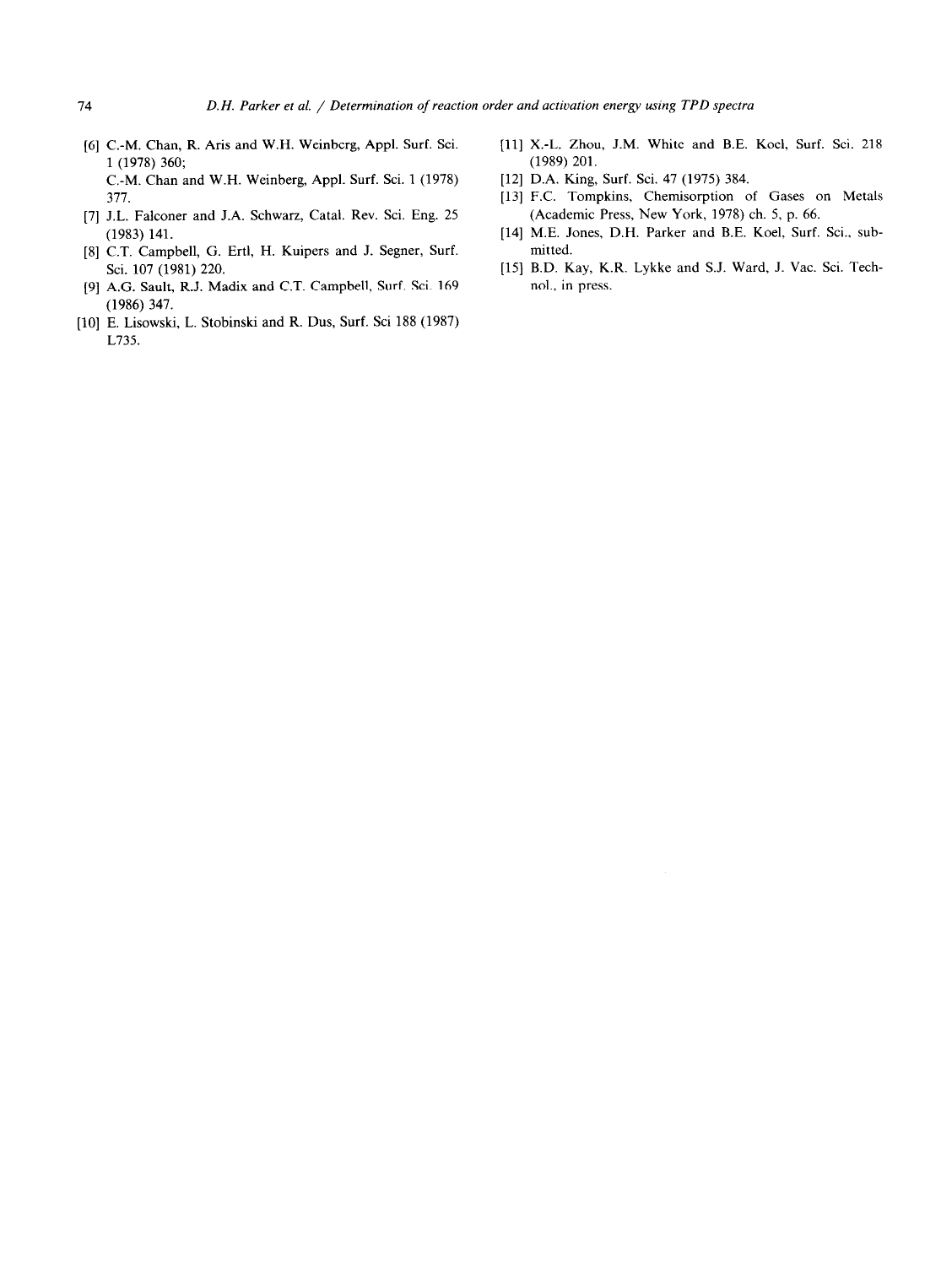[6] C.-M. Chan, R. Aris and W.H. Weinberg, Appl. Surf. Sci. 1 (1978) 360;
C.-M. Chan and W.H. Weinberg, Appl. Surf. Sci. 1 (1978) 377.

[7] J.L. Falconer and J.A. Schwarz, Catal. Rev. Sci. Eng. 25 (1983) 141.

[8] C.T. Campbell, G. Ertl, H. Kuipers and J. Segner, Surf. Sci. 107 (1981) 220.

[9] A.G. Sault, R.J. Madix and C.T. Campbell, Surf. Sci. 169 (1986) 347.

[10] E. Lisowski, L. Stobinski and R. Dus, Surf. Sci 188 (1987) L735.

[11] X.-L. Zhou, J.M. White and B.E. Koel, Surf. Sci. 218 (1989) 201.

[12] D.A. King, Surf. Sci. 47 (1975) 384.

[13] F.C. Tompkins, Chemisorption of Gases on Metals (Academic Press, New York, 1978) ch. 5, p. 66.

[14] M.E. Jones, D.H. Parker and B.E. Koel, Surf. Sci., submitted.

[15] B.D. Kay, K.R. Lykke and S.J. Ward, J. Vac. Sci. Technol., in press.